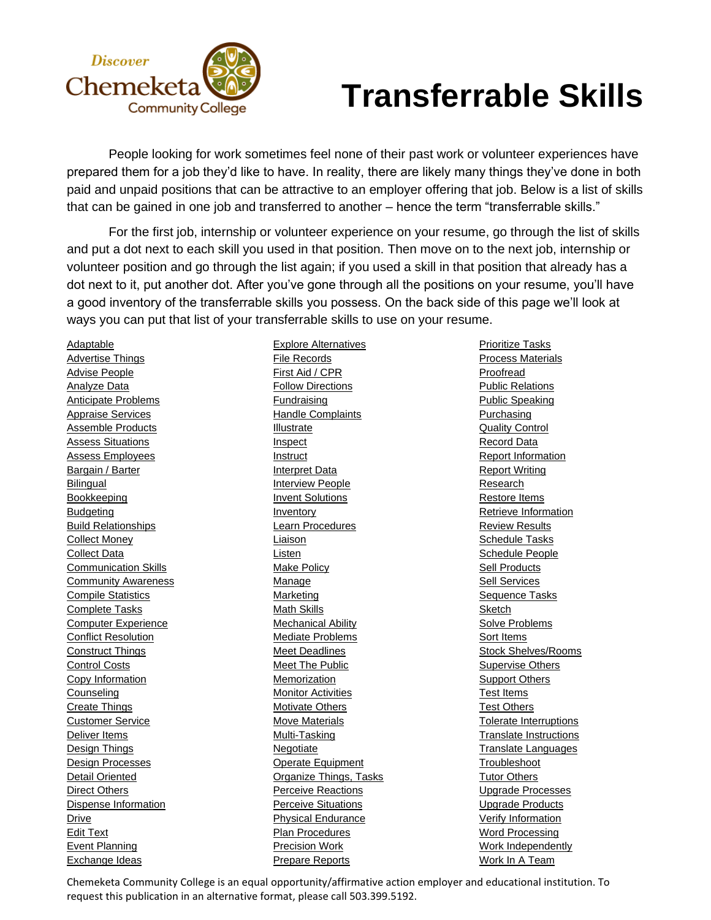# Transferrable Skills

People looking for work sometimes feel none of their past work or volunteer experiences have prepared them for a job they'd like to have. In reality, there are likely many things they've done in both paid and unpaid positions that can be attractive to an employer offering that job. Below is a list of skills that can be gained in one job and transferred to another – hence the term "transferrable skills."

For the first job, internship or volunteer experience on your resume, go through the list of skills and put a dot next to each skill you used in that position. Then move on to the next job, internship or volunteer position and go through the list again; if you used a skill in that position that already has a dot next to it, put another dot. After you've gone through all the positions on your resume, you'll have a good inventory of the transferrable skills you possess. On the back side of this page we'll look at ways you can put that list of your transferrable skills to use on your resume.

Adaptable
Advertise Things
Advise People
Analyze Data
Anticipate Problems
Appraise Services
Assemble Products
Assess Situations
Assess Employees
Bargain / Barter
Bilingual
Bookkeeping
Budgeting
Build Relationships
Collect Money
Collect Data
Communication Skills
Community Awareness
Compile Statistics
Complete Tasks
Computer Experience
Conflict Resolution
Construct Things
Control Costs
Copy Information
Counseling
Create Things
Customer Service
Deliver Items
Design Things
Design Processes
Detail Oriented
Direct Others
Dispense Information
Drive
Edit Text
Event Planning
Exchange Ideas
Explore Alternatives
File Records
First Aid / CPR
Follow Directions
Fundraising
Handle Complaints
Illustrate
Inspect
Instruct
Interpret Data
Interview People
Invent Solutions
Inventory
Learn Procedures
Liaison
Listen
Make Policy
Manage
Marketing
Math Skills
Mechanical Ability
Mediate Problems
Meet Deadlines
Meet The Public
Memorization
Monitor Activities
Motivate Others
Move Materials
Multi-Tasking
Negotiate
Operate Equipment
Organize Things, Tasks
Perceive Reactions
Perceive Situations
Physical Endurance
Plan Procedures
Precision Work
Prepare Reports
Prioritize Tasks
Process Materials
Proofread
Public Relations
Public Speaking
Purchasing
Quality Control
Record Data
Report Information
Report Writing
Research
Restore Items
Retrieve Information
Review Results
Schedule Tasks
Schedule People
Sell Products
Sell Services
Sequence Tasks
Sketch
Solve Problems
Sort Items
Stock Shelves/Rooms
Supervise Others
Support Others
Test Items
Test Others
Tolerate Interruptions
Translate Instructions
Translate Languages
Troubleshoot
Tutor Others
Upgrade Processes
Upgrade Products
Verify Information
Word Processing
Work Independently
Work In A Team

Chemeketa Community College is an equal opportunity/affirmative action employer and educational institution. To request this publication in an alternative format, please call 503.399.5192.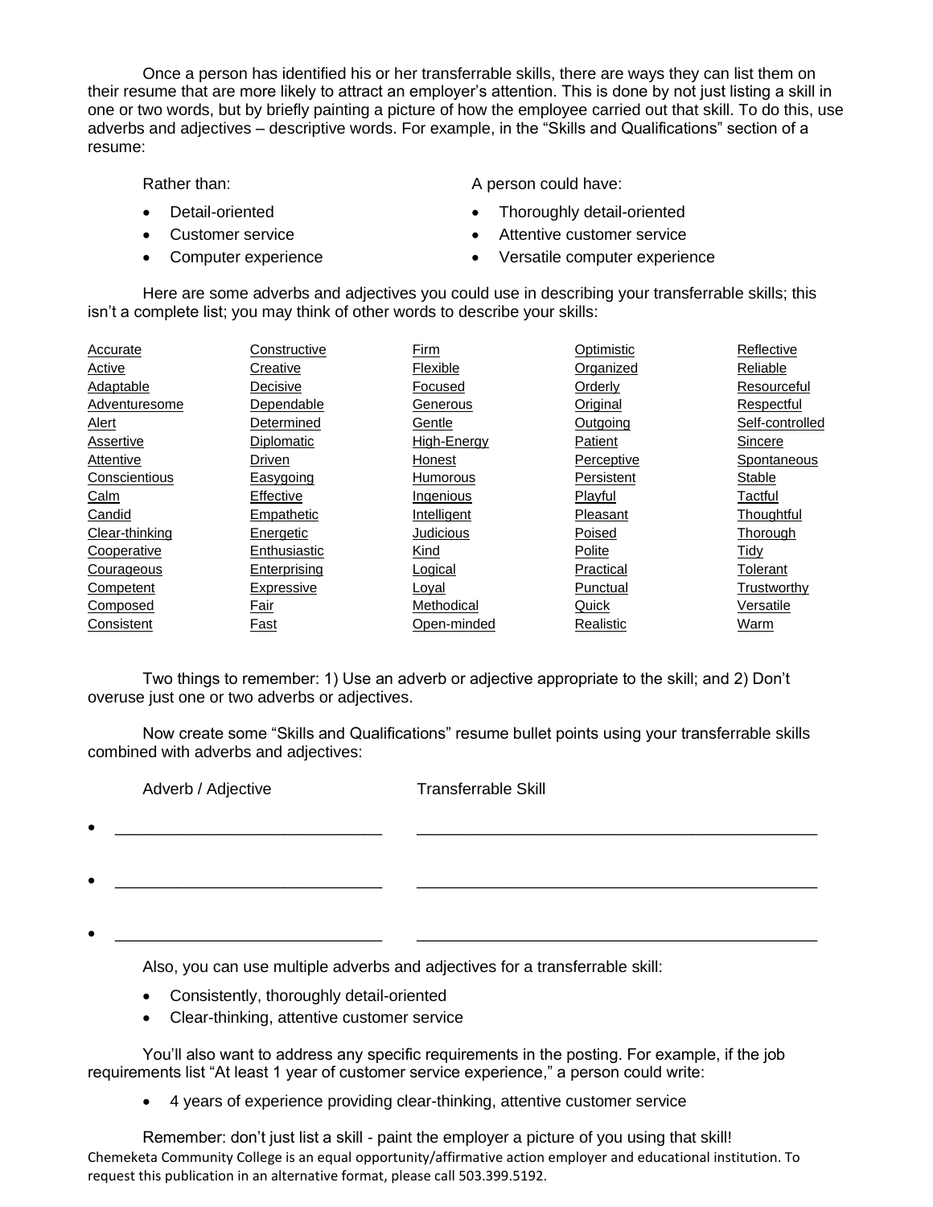Once a person has identified his or her transferrable skills, there are ways they can list them on their resume that are more likely to attract an employer's attention. This is done by not just listing a skill in one or two words, but by briefly painting a picture of how the employee carried out that skill. To do this, use adverbs and adjectives – descriptive words. For example, in the "Skills and Qualifications" section of a resume:

| Rather than: | A person could have: |
|---|---|
| • Detail-oriented | • Thoroughly detail-oriented |
| • Customer service | • Attentive customer service |
| • Computer experience | • Versatile computer experience |

Here are some adverbs and adjectives you could use in describing your transferrable skills; this isn't a complete list; you may think of other words to describe your skills:

| | | | | |
|---|---|---|---|---|
| Accurate | Constructive | Firm | Optimistic | Reflective |
| Active | Creative | Flexible | Organized | Reliable |
| Adaptable | Decisive | Focused | Orderly | Resourceful |
| Adventuresome | Dependable | Generous | Original | Respectful |
| Alert | Determined | Gentle | Outgoing | Self-controlled |
| Assertive | Diplomatic | High-Energy | Patient | Sincere |
| Attentive | Driven | Honest | Perceptive | Spontaneous |
| Conscientious | Easygoing | Humorous | Persistent | Stable |
| Calm | Effective | Ingenious | Playful | Tactful |
| Candid | Empathetic | Intelligent | Pleasant | Thoughtful |
| Clear-thinking | Energetic | Judicious | Poised | Thorough |
| Cooperative | Enthusiastic | Kind | Polite | Tidy |
| Courageous | Enterprising | Logical | Practical | Tolerant |
| Competent | Expressive | Loyal | Punctual | Trustworthy |
| Composed | Fair | Methodical | Quick | Versatile |
| Consistent | Fast | Open-minded | Realistic | Warm |

Two things to remember: 1) Use an adverb or adjective appropriate to the skill; and 2) Don't overuse just one or two adverbs or adjectives.

Now create some "Skills and Qualifications" resume bullet points using your transferrable skills combined with adverbs and adjectives:

| Adverb / Adjective | Transferrable Skill |
|---|---|
| • ______________________________ | ______________________________________________ |
| • ______________________________ | ______________________________________________ |
| • ______________________________ | ______________________________________________ |

Also, you can use multiple adverbs and adjectives for a transferrable skill:

- Consistently, thoroughly detail-oriented
- Clear-thinking, attentive customer service

You'll also want to address any specific requirements in the posting. For example, if the job requirements list "At least 1 year of customer service experience," a person could write:

- 4 years of experience providing clear-thinking, attentive customer service

Remember: don't just list a skill - paint the employer a picture of you using that skill!

Chemeketa Community College is an equal opportunity/affirmative action employer and educational institution. To request this publication in an alternative format, please call 503.399.5192.